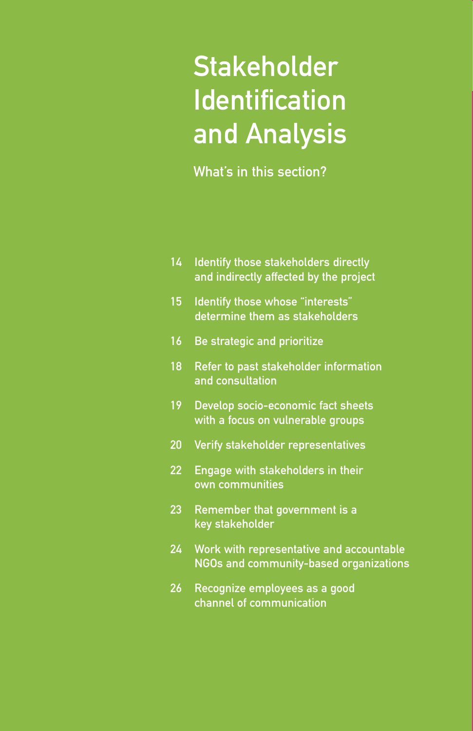# Stakeholder Identification and Analysis

## What's in this section?

- 14 Identify those stakeholders directly and indirectly affected by the project
- 15 Identify those whose "interests" determine them as stakeholders
- 16 Be strategic and prioritize
- 18 Refer to past stakeholder information and consultation
- 19 Develop socio-economic fact sheets with a focus on vulnerable groups
- 20 Verify stakeholder representatives
- 22 Engage with stakeholders in their own communities
- 23 Remember that government is a key stakeholder
- 24 Work with representative and accountable NGOs and community-based organizations
- 26 Recognize employees as a good channel of communication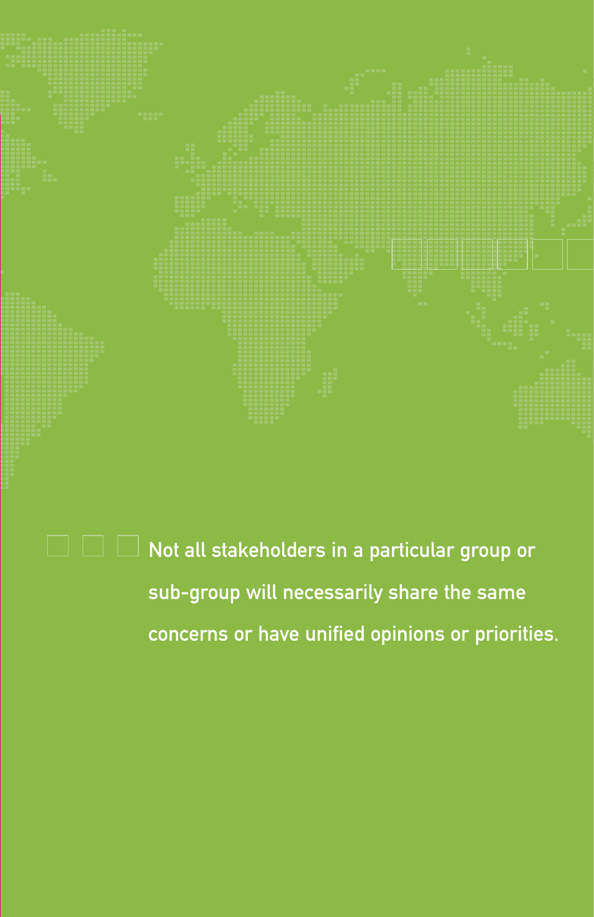Not all stakeholders in a particular group or sub-group will necessarily share the same concerns or have unified opinions or priorities.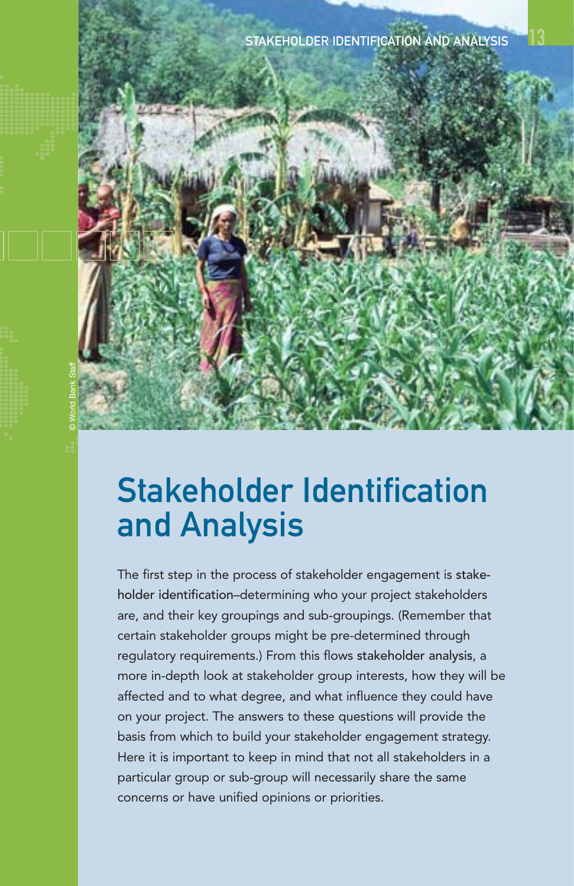# Stakeholder Identification and Analysis

The first step in the process of stakeholder engagement is stakeholder identification–determining who your project stakeholders are, and their key groupings and sub-groupings. (Remember that certain stakeholder groups might be pre-determined through regulatory requirements.) From this flows stakeholder analysis, a more in-depth look at stakeholder group interests, how they will be affected and to what degree, and what influence they could have on your project. The answers to these questions will provide the basis from which to build your stakeholder engagement strategy. Here it is important to keep in mind that not all stakeholders in a particular group or sub-group will necessarily share the same concerns or have unified opinions or priorities.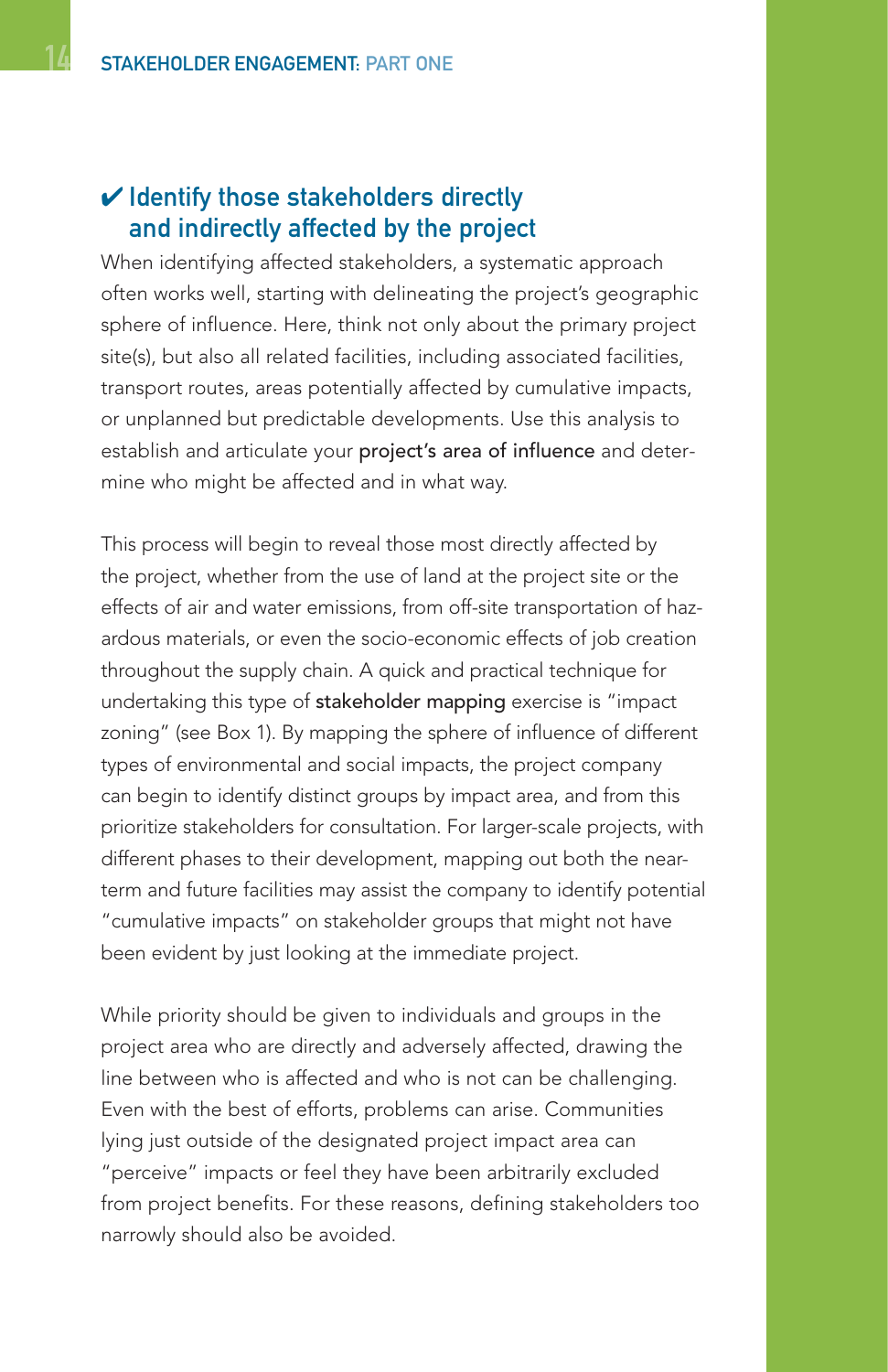## ✔ Identify those stakeholders directly and indirectly affected by the project

When identifying affected stakeholders, a systematic approach often works well, starting with delineating the project's geographic sphere of influence. Here, think not only about the primary project site(s), but also all related facilities, including associated facilities, transport routes, areas potentially affected by cumulative impacts, or unplanned but predictable developments. Use this analysis to establish and articulate your **project's area of influence** and determine who might be affected and in what way.

This process will begin to reveal those most directly affected by the project, whether from the use of land at the project site or the effects of air and water emissions, from off-site transportation of hazardous materials, or even the socio-economic effects of job creation throughout the supply chain. A quick and practical technique for undertaking this type of **stakeholder mapping** exercise is "impact zoning" (see Box 1). By mapping the sphere of influence of different types of environmental and social impacts, the project company can begin to identify distinct groups by impact area, and from this prioritize stakeholders for consultation. For larger-scale projects, with different phases to their development, mapping out both the near-term and future facilities may assist the company to identify potential "cumulative impacts" on stakeholder groups that might not have been evident by just looking at the immediate project.

While priority should be given to individuals and groups in the project area who are directly and adversely affected, drawing the line between who is affected and who is not can be challenging. Even with the best of efforts, problems can arise. Communities lying just outside of the designated project impact area can "perceive" impacts or feel they have been arbitrarily excluded from project benefits. For these reasons, defining stakeholders too narrowly should also be avoided.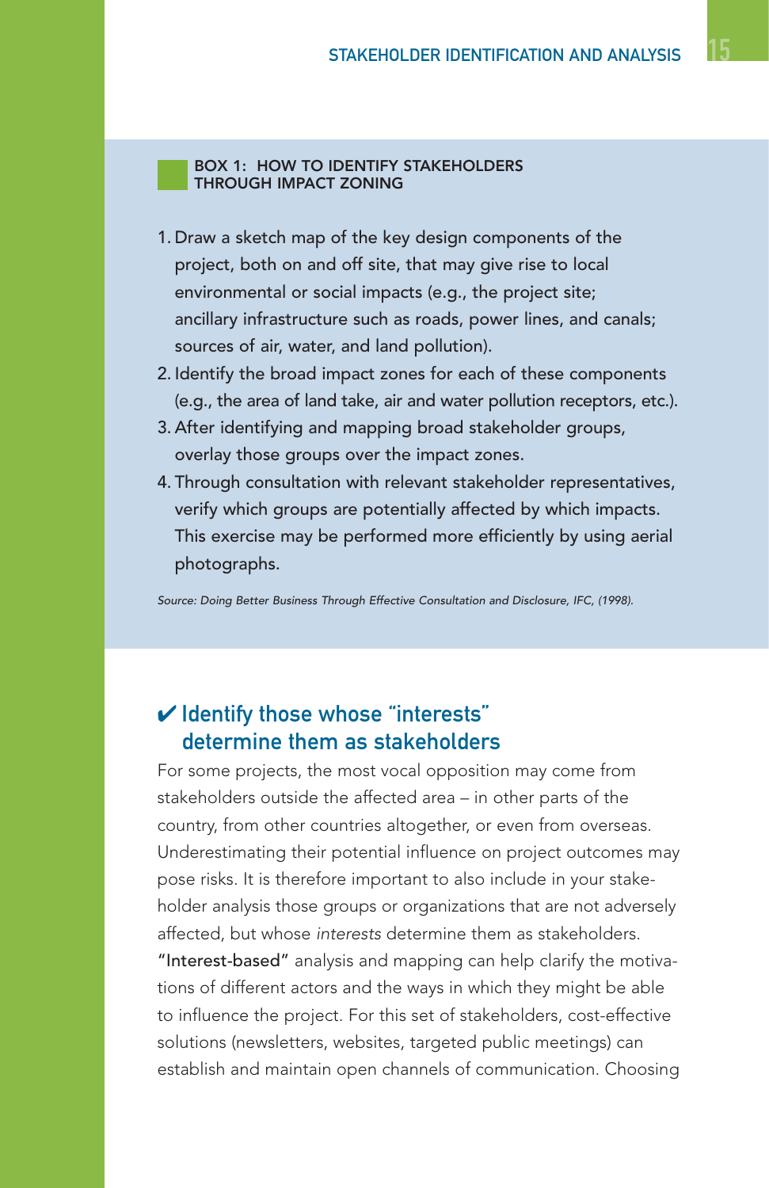### BOX 1: HOW TO IDENTIFY STAKEHOLDERS THROUGH IMPACT ZONING

1. Draw a sketch map of the key design components of the project, both on and off site, that may give rise to local environmental or social impacts (e.g., the project site; ancillary infrastructure such as roads, power lines, and canals; sources of air, water, and land pollution).
2. Identify the broad impact zones for each of these components (e.g., the area of land take, air and water pollution receptors, etc.).
3. After identifying and mapping broad stakeholder groups, overlay those groups over the impact zones.
4. Through consultation with relevant stakeholder representatives, verify which groups are potentially affected by which impacts. This exercise may be performed more efficiently by using aerial photographs.

*Source: Doing Better Business Through Effective Consultation and Disclosure, IFC, (1998).*

## ✔ Identify those whose "interests" determine them as stakeholders

For some projects, the most vocal opposition may come from stakeholders outside the affected area – in other parts of the country, from other countries altogether, or even from overseas. Underestimating their potential influence on project outcomes may pose risks. It is therefore important to also include in your stakeholder analysis those groups or organizations that are not adversely affected, but whose *interests* determine them as stakeholders. "Interest-based" analysis and mapping can help clarify the motivations of different actors and the ways in which they might be able to influence the project. For this set of stakeholders, cost-effective solutions (newsletters, websites, targeted public meetings) can establish and maintain open channels of communication. Choosing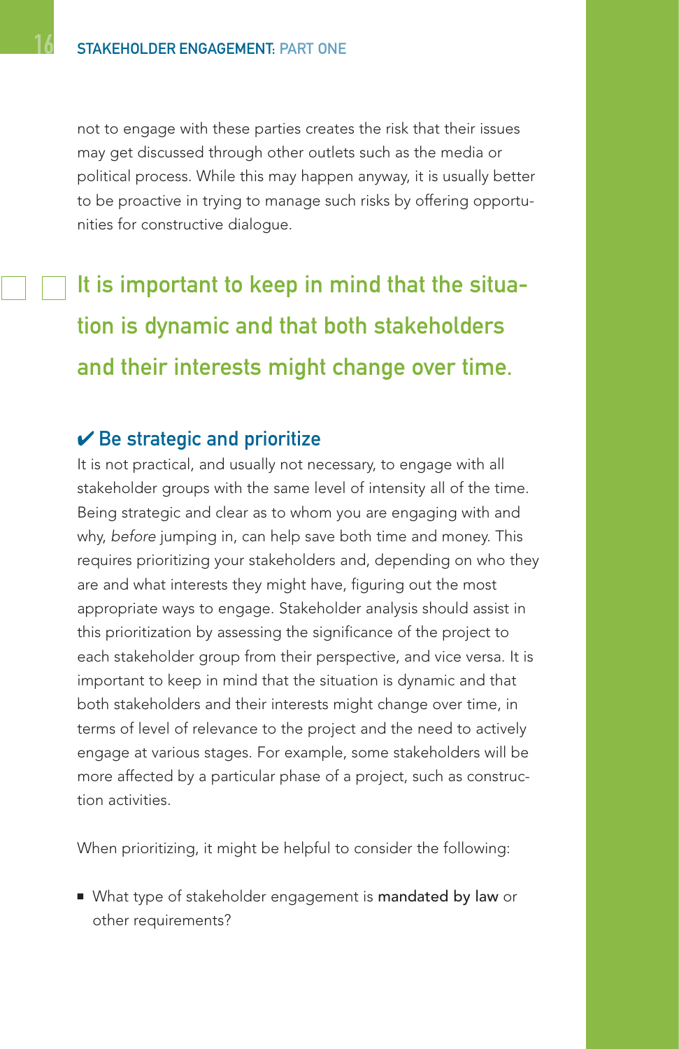not to engage with these parties creates the risk that their issues may get discussed through other outlets such as the media or political process. While this may happen anyway, it is usually better to be proactive in trying to manage such risks by offering opportunities for constructive dialogue.

> **It is important to keep in mind that the situation is dynamic and that both stakeholders and their interests might change over time.**

### ✔ Be strategic and prioritize

It is not practical, and usually not necessary, to engage with all stakeholder groups with the same level of intensity all of the time. Being strategic and clear as to whom you are engaging with and why, *before* jumping in, can help save both time and money. This requires prioritizing your stakeholders and, depending on who they are and what interests they might have, figuring out the most appropriate ways to engage. Stakeholder analysis should assist in this prioritization by assessing the significance of the project to each stakeholder group from their perspective, and vice versa. It is important to keep in mind that the situation is dynamic and that both stakeholders and their interests might change over time, in terms of level of relevance to the project and the need to actively engage at various stages. For example, some stakeholders will be more affected by a particular phase of a project, such as construction activities.

When prioritizing, it might be helpful to consider the following:

- What type of stakeholder engagement is **mandated by law** or other requirements?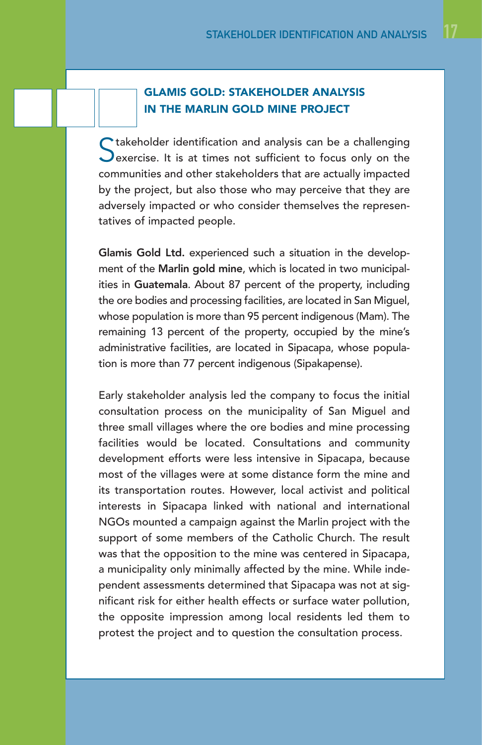## GLAMIS GOLD: STAKEHOLDER ANALYSIS IN THE MARLIN GOLD MINE PROJECT

Stakeholder identification and analysis can be a challenging exercise. It is at times not sufficient to focus only on the communities and other stakeholders that are actually impacted by the project, but also those who may perceive that they are adversely impacted or who consider themselves the representatives of impacted people.

**Glamis Gold Ltd.** experienced such a situation in the development of the **Marlin gold mine**, which is located in two municipalities in **Guatemala**. About 87 percent of the property, including the ore bodies and processing facilities, are located in San Miguel, whose population is more than 95 percent indigenous (Mam). The remaining 13 percent of the property, occupied by the mine's administrative facilities, are located in Sipacapa, whose population is more than 77 percent indigenous (Sipakapense).

Early stakeholder analysis led the company to focus the initial consultation process on the municipality of San Miguel and three small villages where the ore bodies and mine processing facilities would be located. Consultations and community development efforts were less intensive in Sipacapa, because most of the villages were at some distance form the mine and its transportation routes. However, local activist and political interests in Sipacapa linked with national and international NGOs mounted a campaign against the Marlin project with the support of some members of the Catholic Church. The result was that the opposition to the mine was centered in Sipacapa, a municipality only minimally affected by the mine. While independent assessments determined that Sipacapa was not at significant risk for either health effects or surface water pollution, the opposite impression among local residents led them to protest the project and to question the consultation process.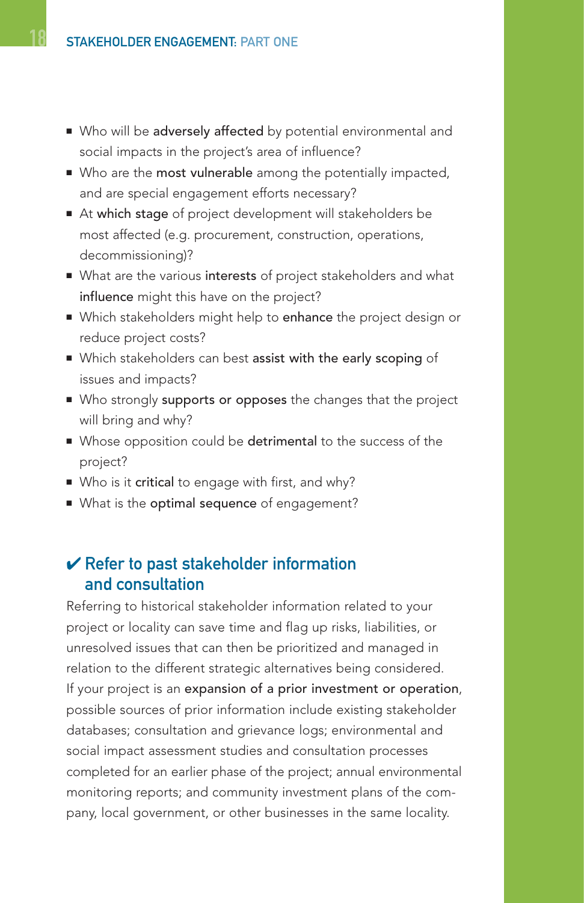- Who will be **adversely affected** by potential environmental and social impacts in the project's area of influence?
- Who are the **most vulnerable** among the potentially impacted, and are special engagement efforts necessary?
- At **which stage** of project development will stakeholders be most affected (e.g. procurement, construction, operations, decommissioning)?
- What are the various **interests** of project stakeholders and what **influence** might this have on the project?
- Which stakeholders might help to **enhance** the project design or reduce project costs?
- Which stakeholders can best **assist with the early scoping** of issues and impacts?
- Who strongly **supports or opposes** the changes that the project will bring and why?
- Whose opposition could be **detrimental** to the success of the project?
- Who is it **critical** to engage with first, and why?
- What is the **optimal sequence** of engagement?

## ✔ Refer to past stakeholder information and consultation

Referring to historical stakeholder information related to your project or locality can save time and flag up risks, liabilities, or unresolved issues that can then be prioritized and managed in relation to the different strategic alternatives being considered. If your project is an **expansion of a prior investment or operation**, possible sources of prior information include existing stakeholder databases; consultation and grievance logs; environmental and social impact assessment studies and consultation processes completed for an earlier phase of the project; annual environmental monitoring reports; and community investment plans of the company, local government, or other businesses in the same locality.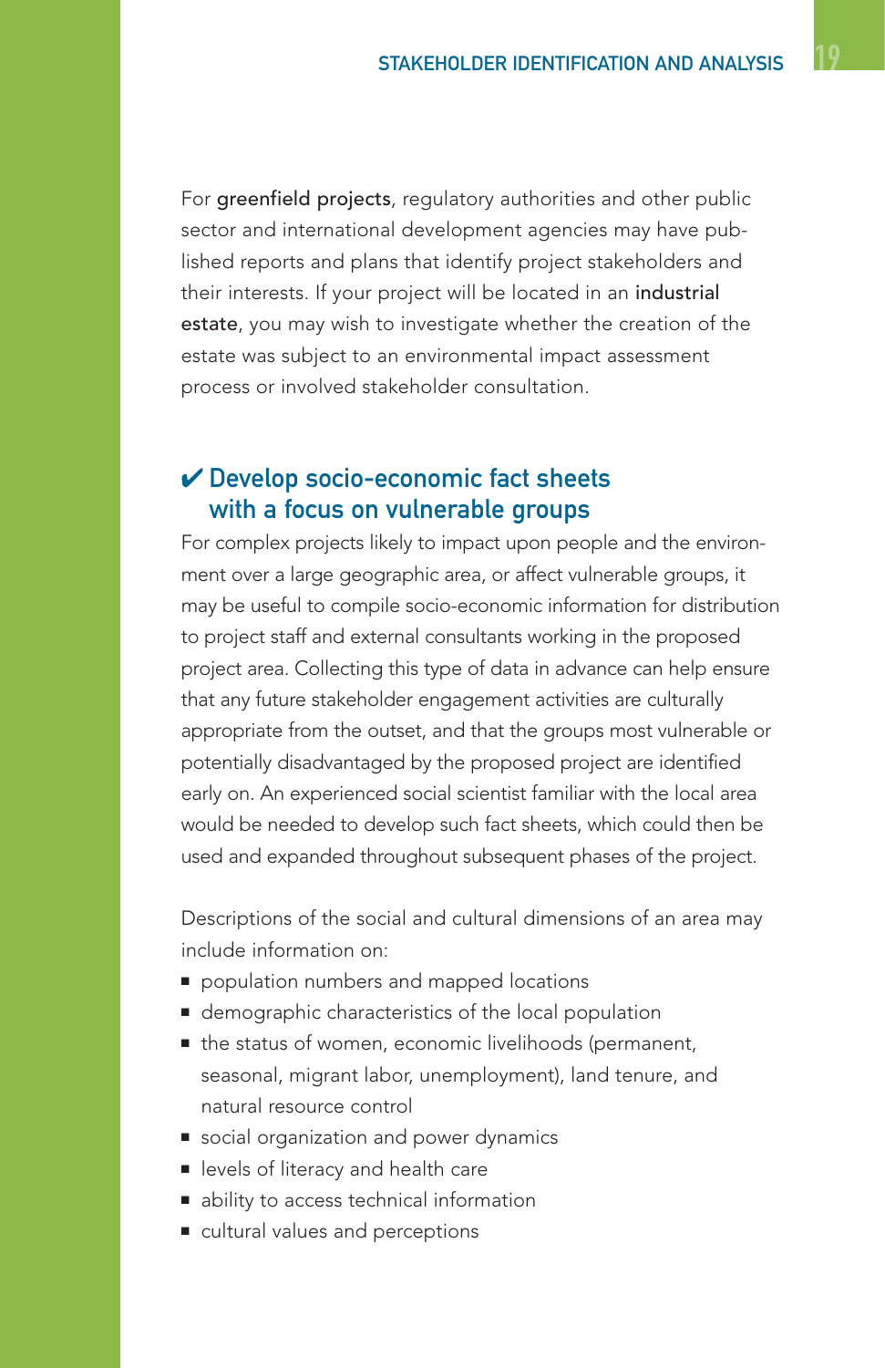For **greenfield projects**, regulatory authorities and other public sector and international development agencies may have published reports and plans that identify project stakeholders and their interests. If your project will be located in an **industrial estate**, you may wish to investigate whether the creation of the estate was subject to an environmental impact assessment process or involved stakeholder consultation.

## ✔ Develop socio-economic fact sheets with a focus on vulnerable groups

For complex projects likely to impact upon people and the environment over a large geographic area, or affect vulnerable groups, it may be useful to compile socio-economic information for distribution to project staff and external consultants working in the proposed project area. Collecting this type of data in advance can help ensure that any future stakeholder engagement activities are culturally appropriate from the outset, and that the groups most vulnerable or potentially disadvantaged by the proposed project are identified early on. An experienced social scientist familiar with the local area would be needed to develop such fact sheets, which could then be used and expanded throughout subsequent phases of the project.

Descriptions of the social and cultural dimensions of an area may include information on:

- population numbers and mapped locations
- demographic characteristics of the local population
- the status of women, economic livelihoods (permanent, seasonal, migrant labor, unemployment), land tenure, and natural resource control
- social organization and power dynamics
- levels of literacy and health care
- ability to access technical information
- cultural values and perceptions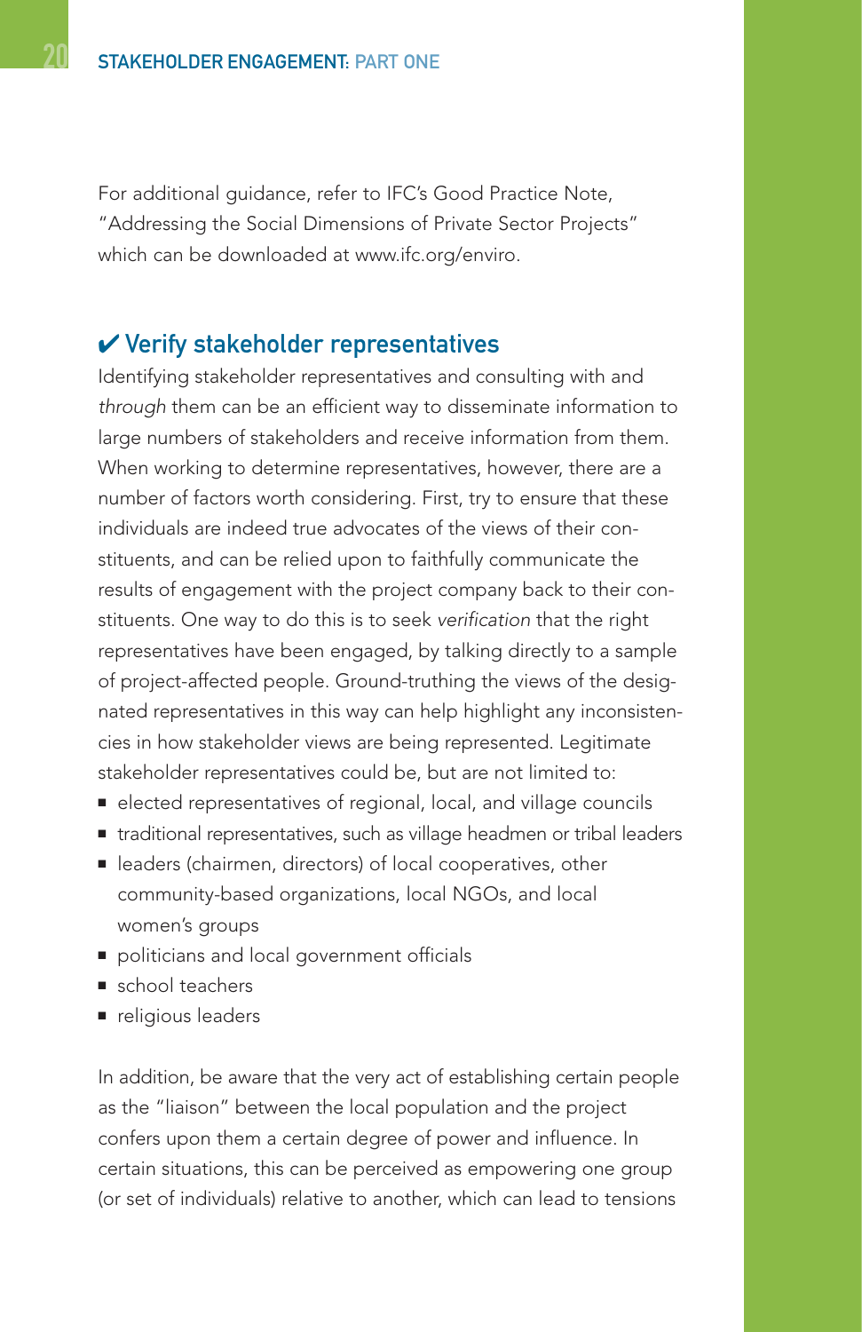For additional guidance, refer to IFC's Good Practice Note, "Addressing the Social Dimensions of Private Sector Projects" which can be downloaded at www.ifc.org/enviro.

## ✔ Verify stakeholder representatives

Identifying stakeholder representatives and consulting with and *through* them can be an efficient way to disseminate information to large numbers of stakeholders and receive information from them. When working to determine representatives, however, there are a number of factors worth considering. First, try to ensure that these individuals are indeed true advocates of the views of their constituents, and can be relied upon to faithfully communicate the results of engagement with the project company back to their constituents. One way to do this is to seek *verification* that the right representatives have been engaged, by talking directly to a sample of project-affected people. Ground-truthing the views of the designated representatives in this way can help highlight any inconsistencies in how stakeholder views are being represented. Legitimate stakeholder representatives could be, but are not limited to:

- elected representatives of regional, local, and village councils
- traditional representatives, such as village headmen or tribal leaders
- leaders (chairmen, directors) of local cooperatives, other community-based organizations, local NGOs, and local women's groups
- politicians and local government officials
- school teachers
- religious leaders

In addition, be aware that the very act of establishing certain people as the "liaison" between the local population and the project confers upon them a certain degree of power and influence. In certain situations, this can be perceived as empowering one group (or set of individuals) relative to another, which can lead to tensions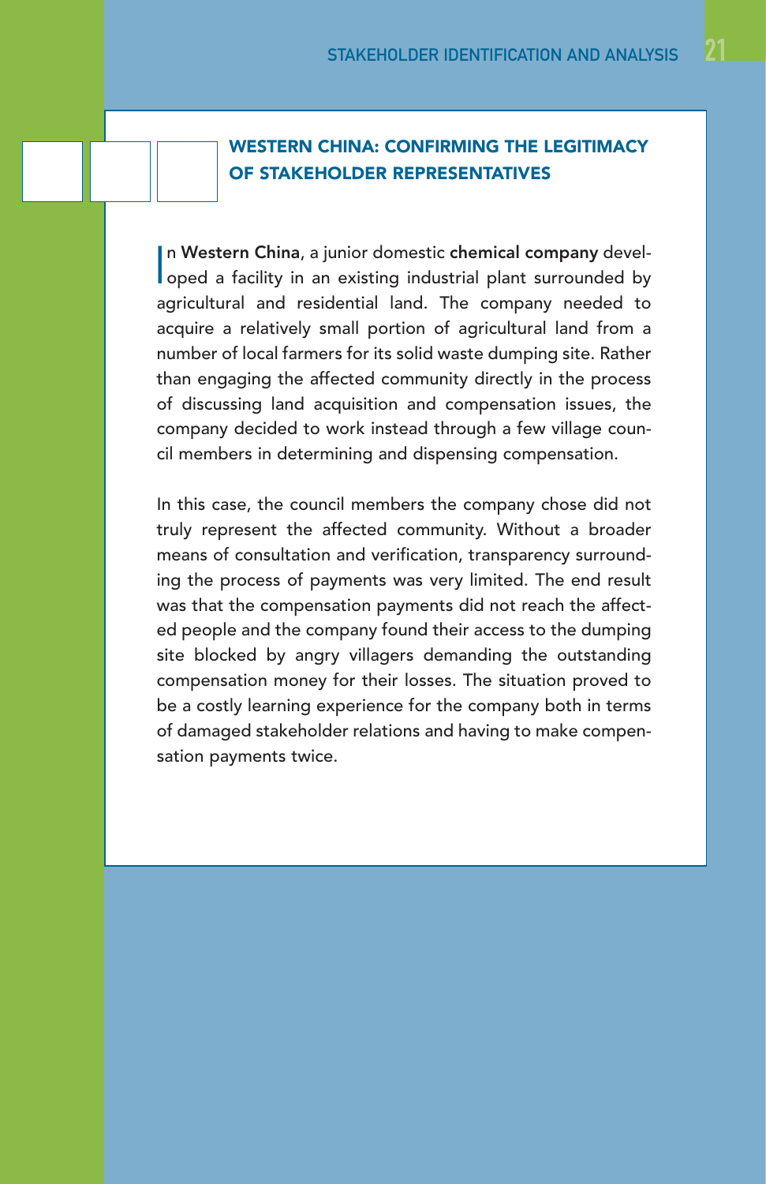## WESTERN CHINA: CONFIRMING THE LEGITIMACY OF STAKEHOLDER REPRESENTATIVES

In **Western China**, a junior domestic **chemical company** developed a facility in an existing industrial plant surrounded by agricultural and residential land. The company needed to acquire a relatively small portion of agricultural land from a number of local farmers for its solid waste dumping site. Rather than engaging the affected community directly in the process of discussing land acquisition and compensation issues, the company decided to work instead through a few village council members in determining and dispensing compensation.

In this case, the council members the company chose did not truly represent the affected community. Without a broader means of consultation and verification, transparency surrounding the process of payments was very limited. The end result was that the compensation payments did not reach the affected people and the company found their access to the dumping site blocked by angry villagers demanding the outstanding compensation money for their losses. The situation proved to be a costly learning experience for the company both in terms of damaged stakeholder relations and having to make compensation payments twice.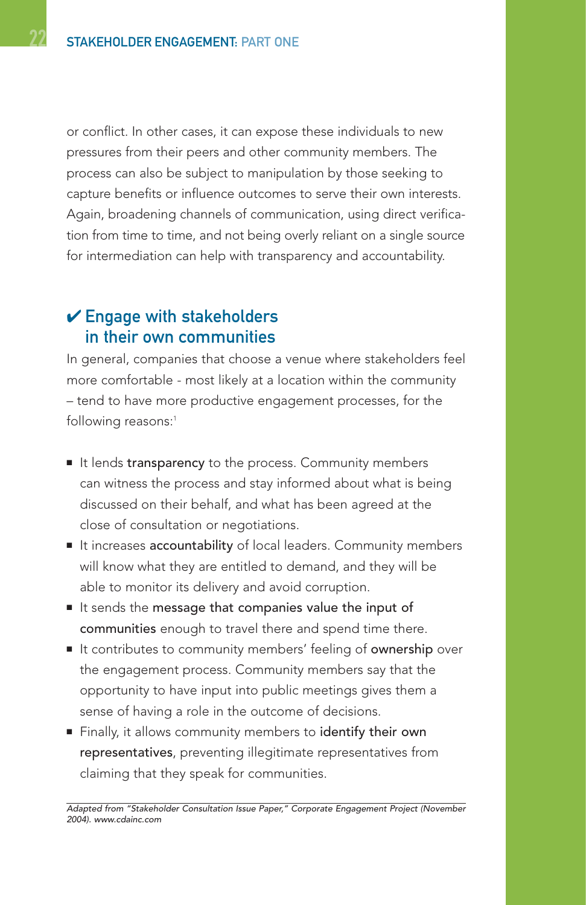or conflict. In other cases, it can expose these individuals to new pressures from their peers and other community members. The process can also be subject to manipulation by those seeking to capture benefits or influence outcomes to serve their own interests. Again, broadening channels of communication, using direct verification from time to time, and not being overly reliant on a single source for intermediation can help with transparency and accountability.

## ✔ Engage with stakeholders in their own communities

In general, companies that choose a venue where stakeholders feel more comfortable - most likely at a location within the community – tend to have more productive engagement processes, for the following reasons:[1]

- It lends **transparency** to the process. Community members can witness the process and stay informed about what is being discussed on their behalf, and what has been agreed at the close of consultation or negotiations.
- It increases **accountability** of local leaders. Community members will know what they are entitled to demand, and they will be able to monitor its delivery and avoid corruption.
- It sends the **message that companies value the input of communities** enough to travel there and spend time there.
- It contributes to community members' feeling of **ownership** over the engagement process. Community members say that the opportunity to have input into public meetings gives them a sense of having a role in the outcome of decisions.
- Finally, it allows community members to **identify their own representatives**, preventing illegitimate representatives from claiming that they speak for communities.

*Adapted from "Stakeholder Consultation Issue Paper," Corporate Engagement Project (November 2004). www.cdainc.com*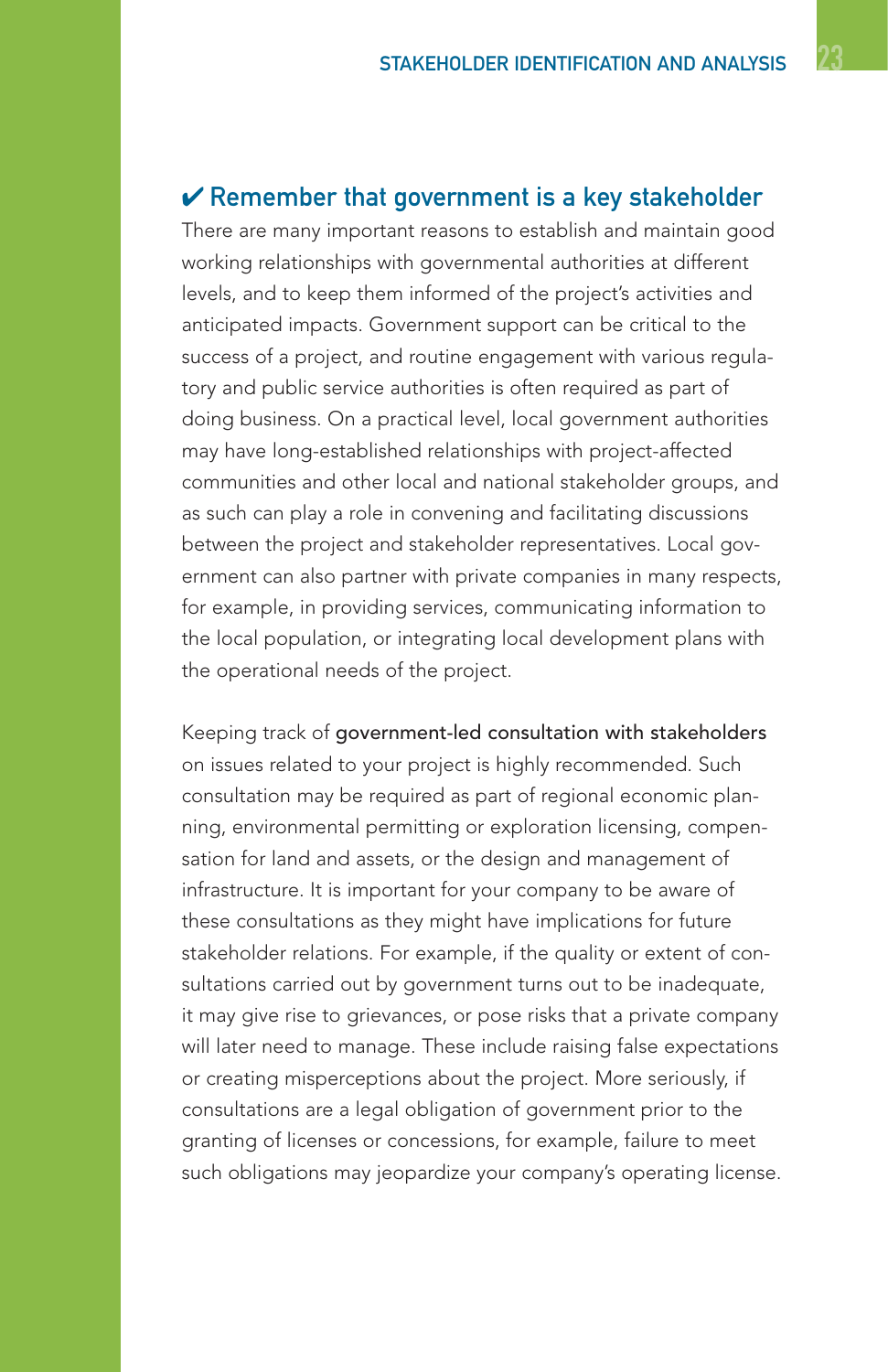## ✔ Remember that government is a key stakeholder

There are many important reasons to establish and maintain good working relationships with governmental authorities at different levels, and to keep them informed of the project's activities and anticipated impacts. Government support can be critical to the success of a project, and routine engagement with various regulatory and public service authorities is often required as part of doing business. On a practical level, local government authorities may have long-established relationships with project-affected communities and other local and national stakeholder groups, and as such can play a role in convening and facilitating discussions between the project and stakeholder representatives. Local government can also partner with private companies in many respects, for example, in providing services, communicating information to the local population, or integrating local development plans with the operational needs of the project.

Keeping track of government-led consultation with stakeholders on issues related to your project is highly recommended. Such consultation may be required as part of regional economic planning, environmental permitting or exploration licensing, compensation for land and assets, or the design and management of infrastructure. It is important for your company to be aware of these consultations as they might have implications for future stakeholder relations. For example, if the quality or extent of consultations carried out by government turns out to be inadequate, it may give rise to grievances, or pose risks that a private company will later need to manage. These include raising false expectations or creating misperceptions about the project. More seriously, if consultations are a legal obligation of government prior to the granting of licenses or concessions, for example, failure to meet such obligations may jeopardize your company's operating license.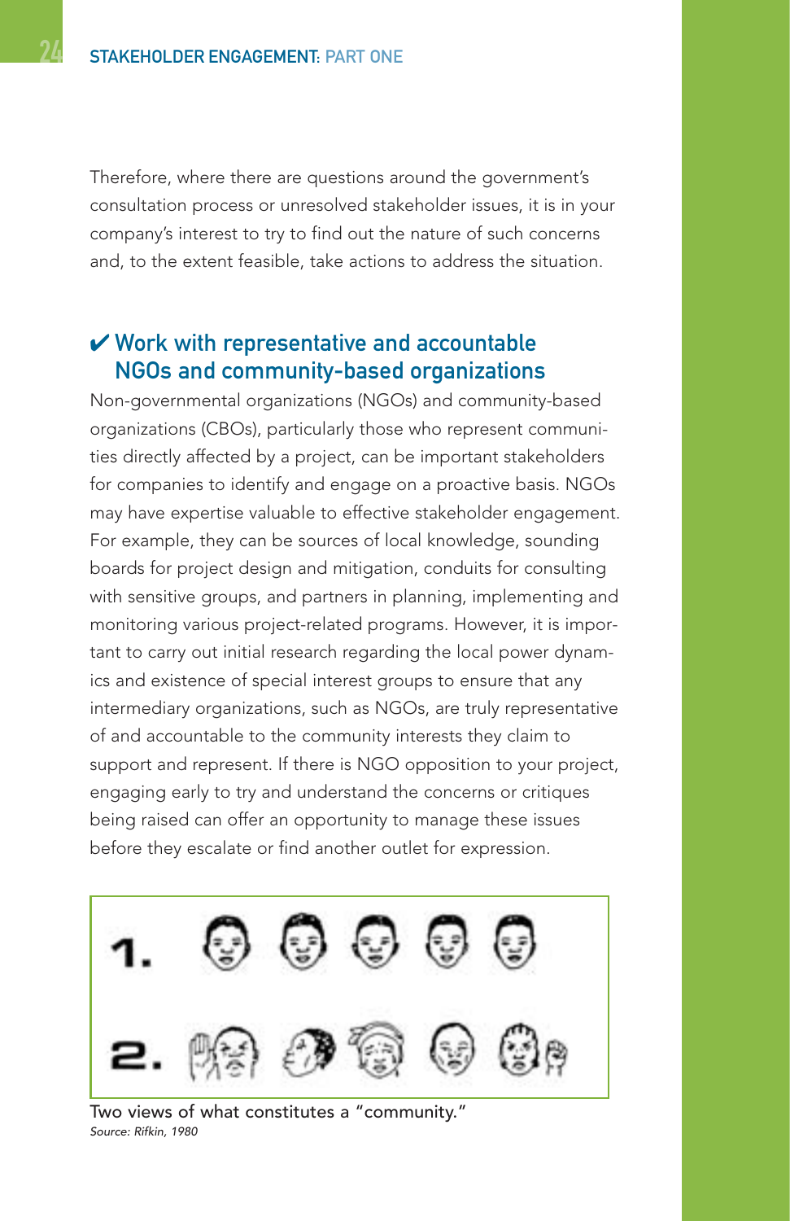Therefore, where there are questions around the government's consultation process or unresolved stakeholder issues, it is in your company's interest to try to find out the nature of such concerns and, to the extent feasible, take actions to address the situation.

## ✔ Work with representative and accountable NGOs and community-based organizations

Non-governmental organizations (NGOs) and community-based organizations (CBOs), particularly those who represent communities directly affected by a project, can be important stakeholders for companies to identify and engage on a proactive basis. NGOs may have expertise valuable to effective stakeholder engagement. For example, they can be sources of local knowledge, sounding boards for project design and mitigation, conduits for consulting with sensitive groups, and partners in planning, implementing and monitoring various project-related programs. However, it is important to carry out initial research regarding the local power dynamics and existence of special interest groups to ensure that any intermediary organizations, such as NGOs, are truly representative of and accountable to the community interests they claim to support and represent. If there is NGO opposition to your project, engaging early to try and understand the concerns or critiques being raised can offer an opportunity to manage these issues before they escalate or find another outlet for expression.

Two views of what constitutes a "community."
*Source: Rifkin, 1980*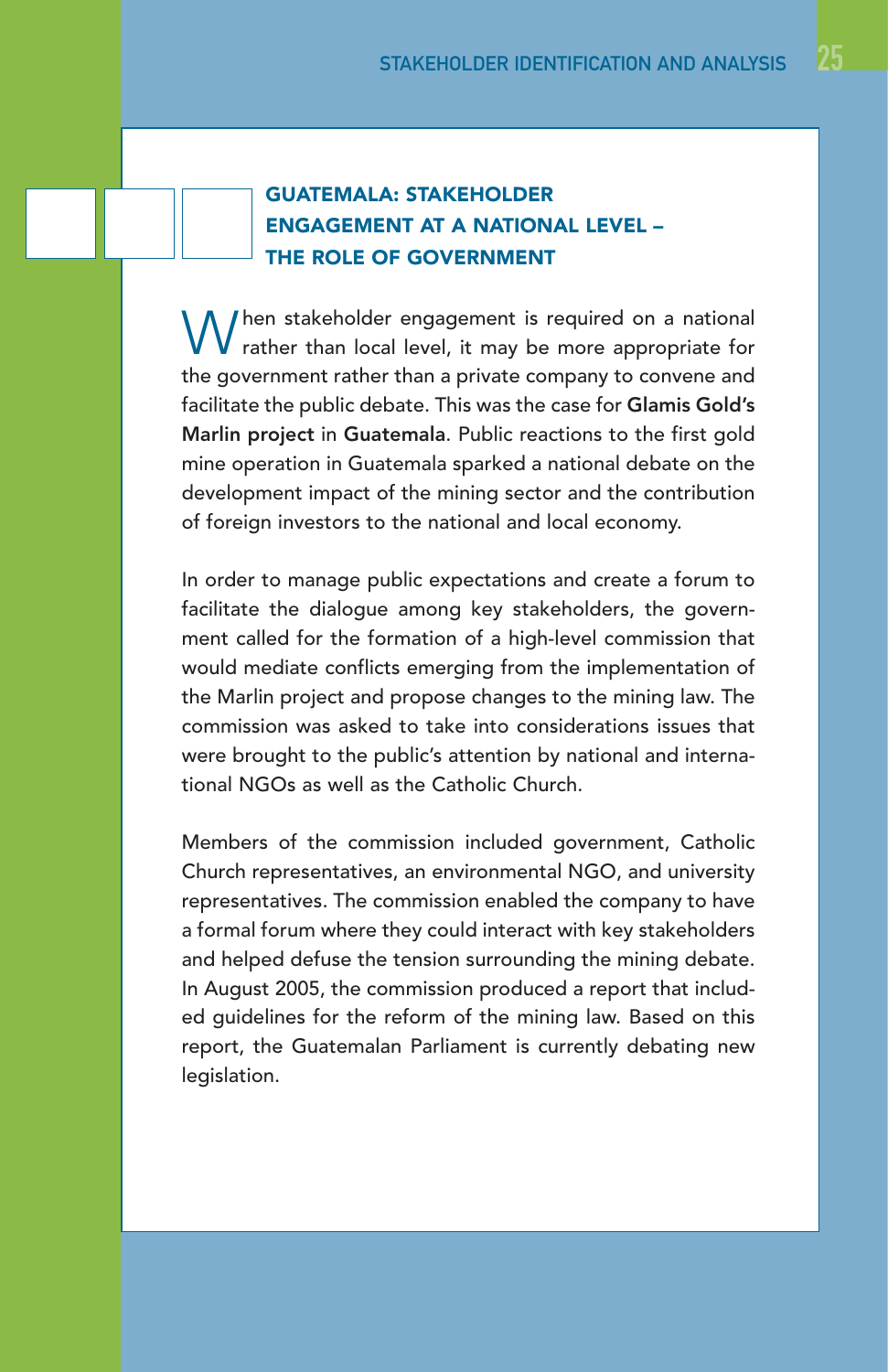## GUATEMALA: STAKEHOLDER ENGAGEMENT AT A NATIONAL LEVEL – THE ROLE OF GOVERNMENT

When stakeholder engagement is required on a national rather than local level, it may be more appropriate for the government rather than a private company to convene and facilitate the public debate. This was the case for **Glamis Gold's Marlin project** in **Guatemala**. Public reactions to the first gold mine operation in Guatemala sparked a national debate on the development impact of the mining sector and the contribution of foreign investors to the national and local economy.

In order to manage public expectations and create a forum to facilitate the dialogue among key stakeholders, the government called for the formation of a high-level commission that would mediate conflicts emerging from the implementation of the Marlin project and propose changes to the mining law. The commission was asked to take into considerations issues that were brought to the public's attention by national and international NGOs as well as the Catholic Church.

Members of the commission included government, Catholic Church representatives, an environmental NGO, and university representatives. The commission enabled the company to have a formal forum where they could interact with key stakeholders and helped defuse the tension surrounding the mining debate. In August 2005, the commission produced a report that included guidelines for the reform of the mining law. Based on this report, the Guatemalan Parliament is currently debating new legislation.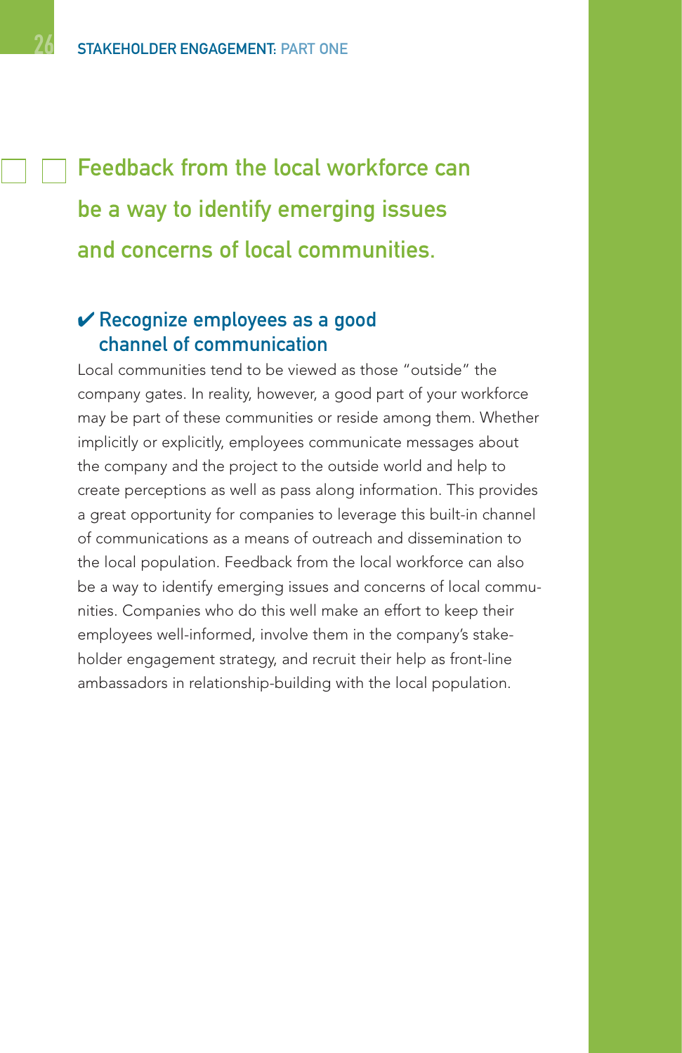Feedback from the local workforce can be a way to identify emerging issues and concerns of local communities.

### ✔ Recognize employees as a good channel of communication

Local communities tend to be viewed as those "outside" the company gates. In reality, however, a good part of your workforce may be part of these communities or reside among them. Whether implicitly or explicitly, employees communicate messages about the company and the project to the outside world and help to create perceptions as well as pass along information. This provides a great opportunity for companies to leverage this built-in channel of communications as a means of outreach and dissemination to the local population. Feedback from the local workforce can also be a way to identify emerging issues and concerns of local communities. Companies who do this well make an effort to keep their employees well-informed, involve them in the company's stakeholder engagement strategy, and recruit their help as front-line ambassadors in relationship-building with the local population.